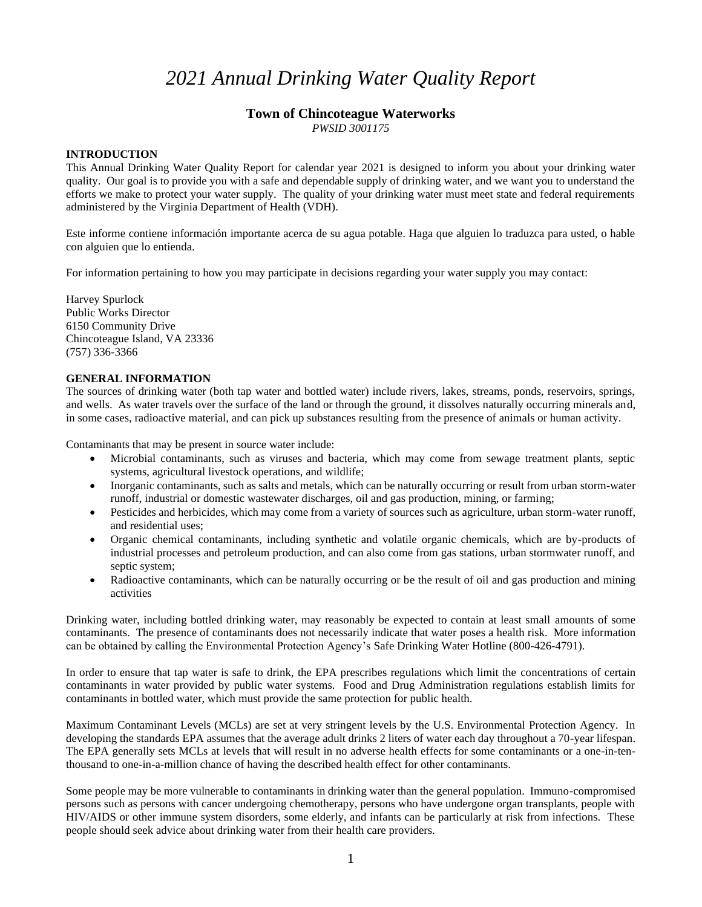# *2021 Annual Drinking Water Quality Report*

## Town of Chincoteague Waterworks

*PWSID 3001175*

**INTRODUCTION**

This Annual Drinking Water Quality Report for calendar year 2021 is designed to inform you about your drinking water quality. Our goal is to provide you with a safe and dependable supply of drinking water, and we want you to understand the efforts we make to protect your water supply. The quality of your drinking water must meet state and federal requirements administered by the Virginia Department of Health (VDH).

Este informe contiene información importante acerca de su agua potable. Haga que alguien lo traduzca para usted, o hable con alguien que lo entienda.

For information pertaining to how you may participate in decisions regarding your water supply you may contact:

Harvey Spurlock
Public Works Director
6150 Community Drive
Chincoteague Island, VA 23336
(757) 336-3366

**GENERAL INFORMATION**

The sources of drinking water (both tap water and bottled water) include rivers, lakes, streams, ponds, reservoirs, springs, and wells. As water travels over the surface of the land or through the ground, it dissolves naturally occurring minerals and, in some cases, radioactive material, and can pick up substances resulting from the presence of animals or human activity.

Contaminants that may be present in source water include:

- Microbial contaminants, such as viruses and bacteria, which may come from sewage treatment plants, septic systems, agricultural livestock operations, and wildlife;
- Inorganic contaminants, such as salts and metals, which can be naturally occurring or result from urban storm-water runoff, industrial or domestic wastewater discharges, oil and gas production, mining, or farming;
- Pesticides and herbicides, which may come from a variety of sources such as agriculture, urban storm-water runoff, and residential uses;
- Organic chemical contaminants, including synthetic and volatile organic chemicals, which are by-products of industrial processes and petroleum production, and can also come from gas stations, urban stormwater runoff, and septic system;
- Radioactive contaminants, which can be naturally occurring or be the result of oil and gas production and mining activities

Drinking water, including bottled drinking water, may reasonably be expected to contain at least small amounts of some contaminants. The presence of contaminants does not necessarily indicate that water poses a health risk. More information can be obtained by calling the Environmental Protection Agency's Safe Drinking Water Hotline (800-426-4791).

In order to ensure that tap water is safe to drink, the EPA prescribes regulations which limit the concentrations of certain contaminants in water provided by public water systems. Food and Drug Administration regulations establish limits for contaminants in bottled water, which must provide the same protection for public health.

Maximum Contaminant Levels (MCLs) are set at very stringent levels by the U.S. Environmental Protection Agency. In developing the standards EPA assumes that the average adult drinks 2 liters of water each day throughout a 70-year lifespan. The EPA generally sets MCLs at levels that will result in no adverse health effects for some contaminants or a one-in-ten-thousand to one-in-a-million chance of having the described health effect for other contaminants.

Some people may be more vulnerable to contaminants in drinking water than the general population. Immuno-compromised persons such as persons with cancer undergoing chemotherapy, persons who have undergone organ transplants, people with HIV/AIDS or other immune system disorders, some elderly, and infants can be particularly at risk from infections. These people should seek advice about drinking water from their health care providers.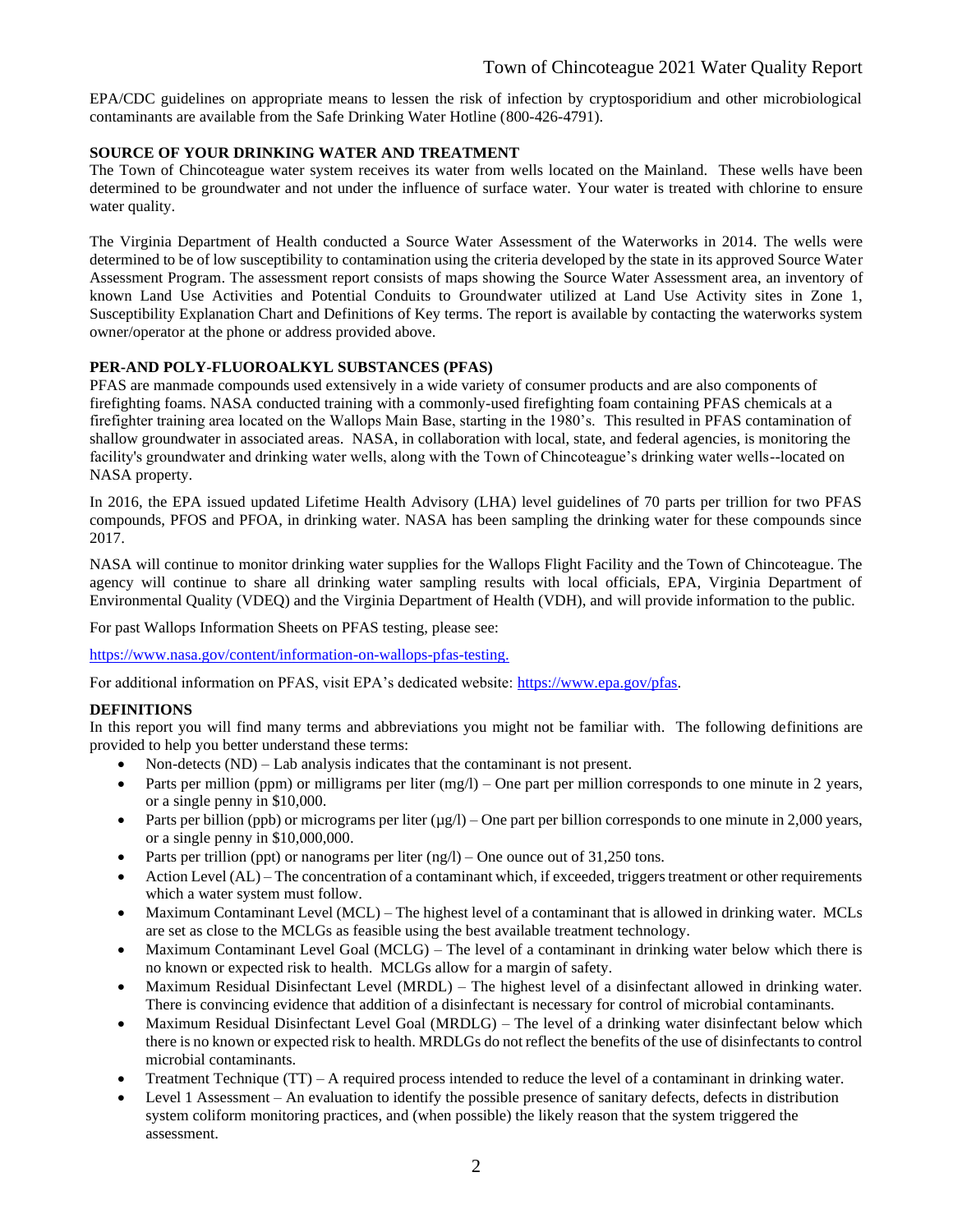EPA/CDC guidelines on appropriate means to lessen the risk of infection by cryptosporidium and other microbiological contaminants are available from the Safe Drinking Water Hotline (800-426-4791).

**SOURCE OF YOUR DRINKING WATER AND TREATMENT**

The Town of Chincoteague water system receives its water from wells located on the Mainland. These wells have been determined to be groundwater and not under the influence of surface water. Your water is treated with chlorine to ensure water quality.

The Virginia Department of Health conducted a Source Water Assessment of the Waterworks in 2014. The wells were determined to be of low susceptibility to contamination using the criteria developed by the state in its approved Source Water Assessment Program. The assessment report consists of maps showing the Source Water Assessment area, an inventory of known Land Use Activities and Potential Conduits to Groundwater utilized at Land Use Activity sites in Zone 1, Susceptibility Explanation Chart and Definitions of Key terms. The report is available by contacting the waterworks system owner/operator at the phone or address provided above.

**PER-AND POLY-FLUOROALKYL SUBSTANCES (PFAS)**

PFAS are manmade compounds used extensively in a wide variety of consumer products and are also components of firefighting foams. NASA conducted training with a commonly-used firefighting foam containing PFAS chemicals at a firefighter training area located on the Wallops Main Base, starting in the 1980's. This resulted in PFAS contamination of shallow groundwater in associated areas. NASA, in collaboration with local, state, and federal agencies, is monitoring the facility's groundwater and drinking water wells, along with the Town of Chincoteague's drinking water wells--located on NASA property.

In 2016, the EPA issued updated Lifetime Health Advisory (LHA) level guidelines of 70 parts per trillion for two PFAS compounds, PFOS and PFOA, in drinking water. NASA has been sampling the drinking water for these compounds since 2017.

NASA will continue to monitor drinking water supplies for the Wallops Flight Facility and the Town of Chincoteague. The agency will continue to share all drinking water sampling results with local officials, EPA, Virginia Department of Environmental Quality (VDEQ) and the Virginia Department of Health (VDH), and will provide information to the public.

For past Wallops Information Sheets on PFAS testing, please see:

https://www.nasa.gov/content/information-on-wallops-pfas-testing.

For additional information on PFAS, visit EPA's dedicated website: https://www.epa.gov/pfas.

**DEFINITIONS**

In this report you will find many terms and abbreviations you might not be familiar with. The following definitions are provided to help you better understand these terms:

- Non-detects (ND) – Lab analysis indicates that the contaminant is not present.
- Parts per million (ppm) or milligrams per liter (mg/l) – One part per million corresponds to one minute in 2 years, or a single penny in $10,000.
- Parts per billion (ppb) or micrograms per liter (µg/l) – One part per billion corresponds to one minute in 2,000 years, or a single penny in $10,000,000.
- Parts per trillion (ppt) or nanograms per liter (ng/l) – One ounce out of 31,250 tons.
- Action Level (AL) – The concentration of a contaminant which, if exceeded, triggers treatment or other requirements which a water system must follow.
- Maximum Contaminant Level (MCL) – The highest level of a contaminant that is allowed in drinking water. MCLs are set as close to the MCLGs as feasible using the best available treatment technology.
- Maximum Contaminant Level Goal (MCLG) – The level of a contaminant in drinking water below which there is no known or expected risk to health. MCLGs allow for a margin of safety.
- Maximum Residual Disinfectant Level (MRDL) – The highest level of a disinfectant allowed in drinking water. There is convincing evidence that addition of a disinfectant is necessary for control of microbial contaminants.
- Maximum Residual Disinfectant Level Goal (MRDLG) – The level of a drinking water disinfectant below which there is no known or expected risk to health. MRDLGs do not reflect the benefits of the use of disinfectants to control microbial contaminants.
- Treatment Technique (TT) – A required process intended to reduce the level of a contaminant in drinking water.
- Level 1 Assessment – An evaluation to identify the possible presence of sanitary defects, defects in distribution system coliform monitoring practices, and (when possible) the likely reason that the system triggered the assessment.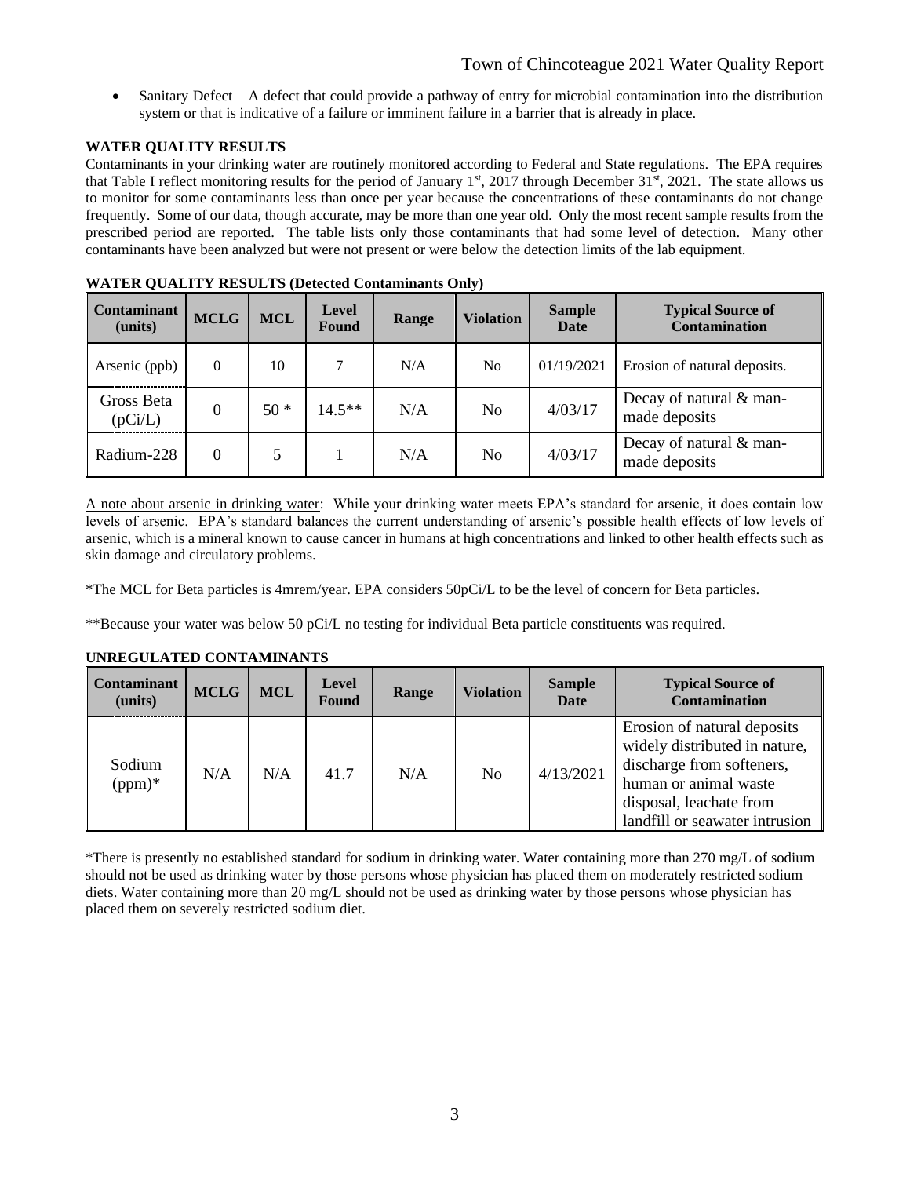- Sanitary Defect – A defect that could provide a pathway of entry for microbial contamination into the distribution system or that is indicative of a failure or imminent failure in a barrier that is already in place.

**WATER QUALITY RESULTS**

Contaminants in your drinking water are routinely monitored according to Federal and State regulations. The EPA requires that Table I reflect monitoring results for the period of January 1st, 2017 through December 31st, 2021. The state allows us to monitor for some contaminants less than once per year because the concentrations of these contaminants do not change frequently. Some of our data, though accurate, may be more than one year old. Only the most recent sample results from the prescribed period are reported. The table lists only those contaminants that had some level of detection. Many other contaminants have been analyzed but were not present or were below the detection limits of the lab equipment.

**WATER QUALITY RESULTS (Detected Contaminants Only)**

| Contaminant (units) | MCLG | MCL | Level Found | Range | Violation | Sample Date | Typical Source of Contamination |
|---|---|---|---|---|---|---|---|
| Arsenic (ppb) | 0 | 10 | 7 | N/A | No | 01/19/2021 | Erosion of natural deposits. |
| Gross Beta (pCi/L) | 0 | 50 * | 14.5** | N/A | No | 4/03/17 | Decay of natural & man-made deposits |
| Radium-228 | 0 | 5 | 1 | N/A | No | 4/03/17 | Decay of natural & man-made deposits |

A note about arsenic in drinking water: While your drinking water meets EPA's standard for arsenic, it does contain low levels of arsenic. EPA's standard balances the current understanding of arsenic's possible health effects of low levels of arsenic, which is a mineral known to cause cancer in humans at high concentrations and linked to other health effects such as skin damage and circulatory problems.

*The MCL for Beta particles is 4mrem/year. EPA considers 50pCi/L to be the level of concern for Beta particles.

**Because your water was below 50 pCi/L no testing for individual Beta particle constituents was required.

**UNREGULATED CONTAMINANTS**

| Contaminant (units) | MCLG | MCL | Level Found | Range | Violation | Sample Date | Typical Source of Contamination |
|---|---|---|---|---|---|---|---|
| Sodium (ppm)* | N/A | N/A | 41.7 | N/A | No | 4/13/2021 | Erosion of natural deposits widely distributed in nature, discharge from softeners, human or animal waste disposal, leachate from landfill or seawater intrusion |

*There is presently no established standard for sodium in drinking water. Water containing more than 270 mg/L of sodium should not be used as drinking water by those persons whose physician has placed them on moderately restricted sodium diets. Water containing more than 20 mg/L should not be used as drinking water by those persons whose physician has placed them on severely restricted sodium diet.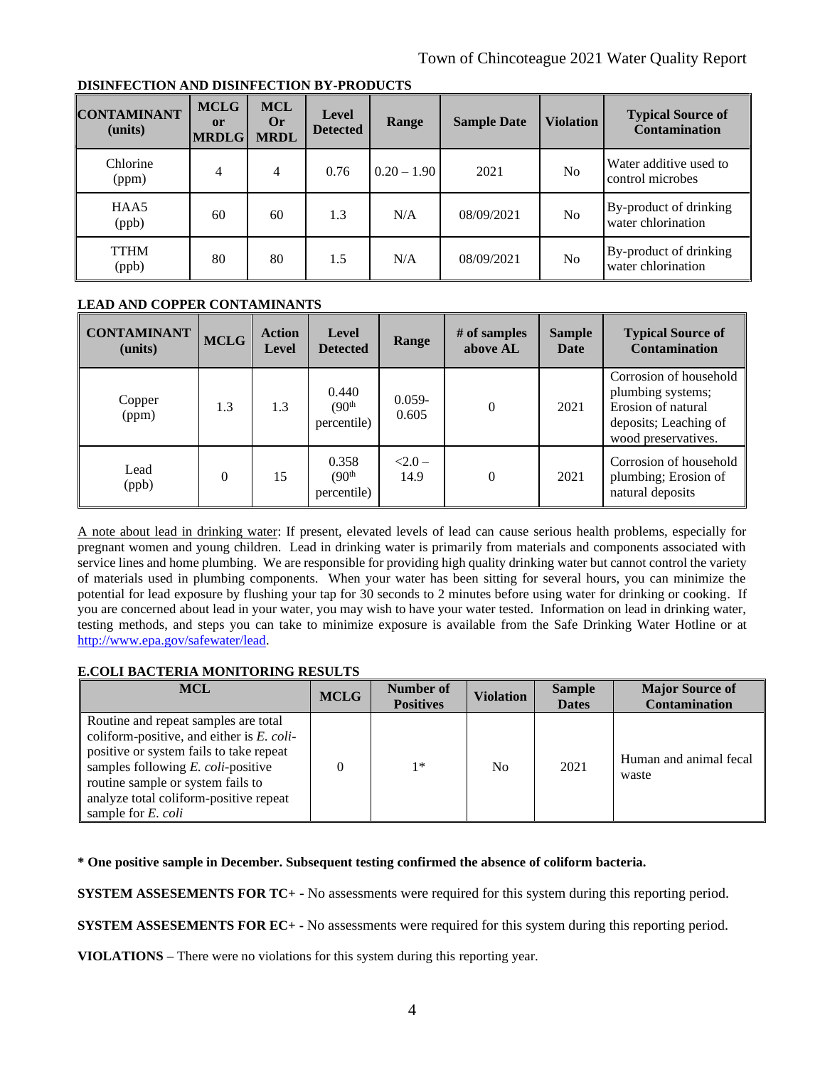**DISINFECTION AND DISINFECTION BY-PRODUCTS**

| CONTAMINANT (units) | MCLG or MRDLG | MCL Or MRDL | Level Detected | Range | Sample Date | Violation | Typical Source of Contamination |
|---|---|---|---|---|---|---|---|
| Chlorine (ppm) | 4 | 4 | 0.76 | 0.20 – 1.90 | 2021 | No | Water additive used to control microbes |
| HAA5 (ppb) | 60 | 60 | 1.3 | N/A | 08/09/2021 | No | By-product of drinking water chlorination |
| TTHM (ppb) | 80 | 80 | 1.5 | N/A | 08/09/2021 | No | By-product of drinking water chlorination |

**LEAD AND COPPER CONTAMINANTS**

| CONTAMINANT (units) | MCLG | Action Level | Level Detected | Range | # of samples above AL | Sample Date | Typical Source of Contamination |
|---|---|---|---|---|---|---|---|
| Copper (ppm) | 1.3 | 1.3 | 0.440 (90th percentile) | 0.059-0.605 | 0 | 2021 | Corrosion of household plumbing systems; Erosion of natural deposits; Leaching of wood preservatives. |
| Lead (ppb) | 0 | 15 | 0.358 (90th percentile) | <2.0 – 14.9 | 0 | 2021 | Corrosion of household plumbing; Erosion of natural deposits |

A note about lead in drinking water: If present, elevated levels of lead can cause serious health problems, especially for pregnant women and young children. Lead in drinking water is primarily from materials and components associated with service lines and home plumbing. We are responsible for providing high quality drinking water but cannot control the variety of materials used in plumbing components. When your water has been sitting for several hours, you can minimize the potential for lead exposure by flushing your tap for 30 seconds to 2 minutes before using water for drinking or cooking. If you are concerned about lead in your water, you may wish to have your water tested. Information on lead in drinking water, testing methods, and steps you can take to minimize exposure is available from the Safe Drinking Water Hotline or at http://www.epa.gov/safewater/lead.

**E.COLI BACTERIA MONITORING RESULTS**

| MCL | MCLG | Number of Positives | Violation | Sample Dates | Major Source of Contamination |
|---|---|---|---|---|---|
| Routine and repeat samples are total coliform-positive, and either is *E. coli*-positive or system fails to take repeat samples following *E. coli*-positive routine sample or system fails to analyze total coliform-positive repeat sample for *E. coli* | 0 | 1* | No | 2021 | Human and animal fecal waste |

**\* One positive sample in December. Subsequent testing confirmed the absence of coliform bacteria.**

**SYSTEM ASSESEMENTS FOR TC+** - No assessments were required for this system during this reporting period.

**SYSTEM ASSESEMENTS FOR EC+ -** No assessments were required for this system during this reporting period.

**VIOLATIONS –** There were no violations for this system during this reporting year.